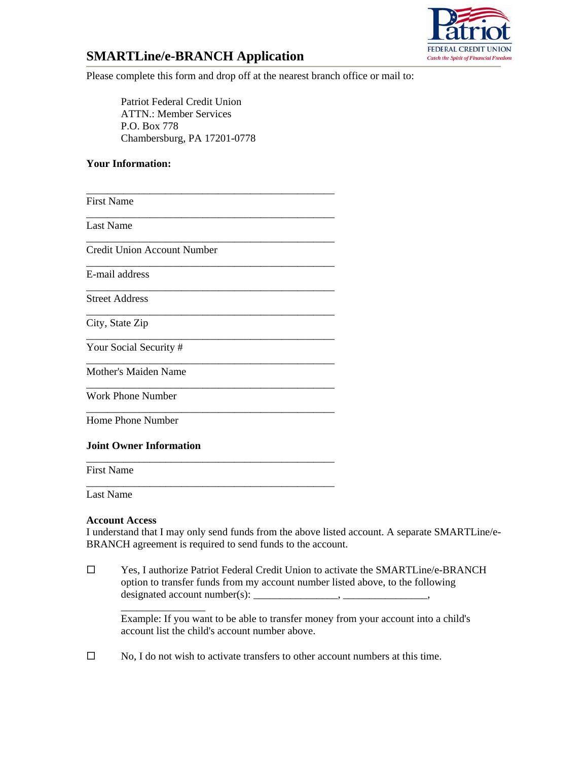# SMARTLine/e-BRANCH Application

Patriot FEDERAL CREDIT UNION
*Catch the Spirit of Financial Freedom*

Please complete this form and drop off at the nearest branch office or mail to:

> Patriot Federal Credit Union
> ATTN.: Member Services
> P.O. Box 778
> Chambersburg, PA 17201-0778

**Your Information:**

_______________________________________________
First Name

_______________________________________________
Last Name

_______________________________________________
Credit Union Account Number

_______________________________________________
E-mail address

_______________________________________________
Street Address

_______________________________________________
City, State Zip

_______________________________________________
Your Social Security #

_______________________________________________
Mother's Maiden Name

_______________________________________________
Work Phone Number

_______________________________________________
Home Phone Number

**Joint Owner Information**

_______________________________________________
First Name

_______________________________________________
Last Name

**Account Access**
I understand that I may only send funds from the above listed account. A separate SMARTLine/e-BRANCH agreement is required to send funds to the account.

☐ Yes, I authorize Patriot Federal Credit Union to activate the SMARTLine/e-BRANCH option to transfer funds from my account number listed above, to the following designated account number(s): ________________, ________________, ________________

Example: If you want to be able to transfer money from your account into a child's account list the child's account number above.

☐ No, I do not wish to activate transfers to other account numbers at this time.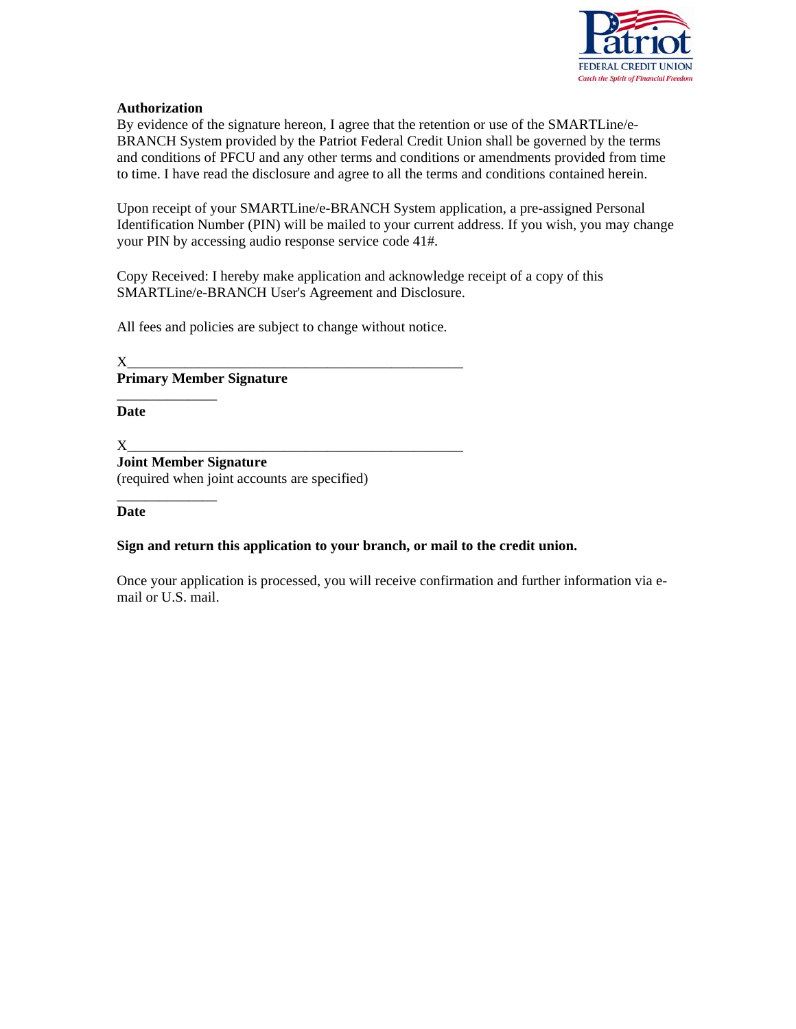**Authorization**

By evidence of the signature hereon, I agree that the retention or use of the SMARTLine/e-BRANCH System provided by the Patriot Federal Credit Union shall be governed by the terms and conditions of PFCU and any other terms and conditions or amendments provided from time to time. I have read the disclosure and agree to all the terms and conditions contained herein.

Upon receipt of your SMARTLine/e-BRANCH System application, a pre-assigned Personal Identification Number (PIN) will be mailed to your current address. If you wish, you may change your PIN by accessing audio response service code 41#.

Copy Received: I hereby make application and acknowledge receipt of a copy of this SMARTLine/e-BRANCH User's Agreement and Disclosure.

All fees and policies are subject to change without notice.

X_______________________________________________

**Primary Member Signature**

______________

**Date**

X_______________________________________________

**Joint Member Signature**

(required when joint accounts are specified)

______________

**Date**

**Sign and return this application to your branch, or mail to the credit union.**

Once your application is processed, you will receive confirmation and further information via e-mail or U.S. mail.